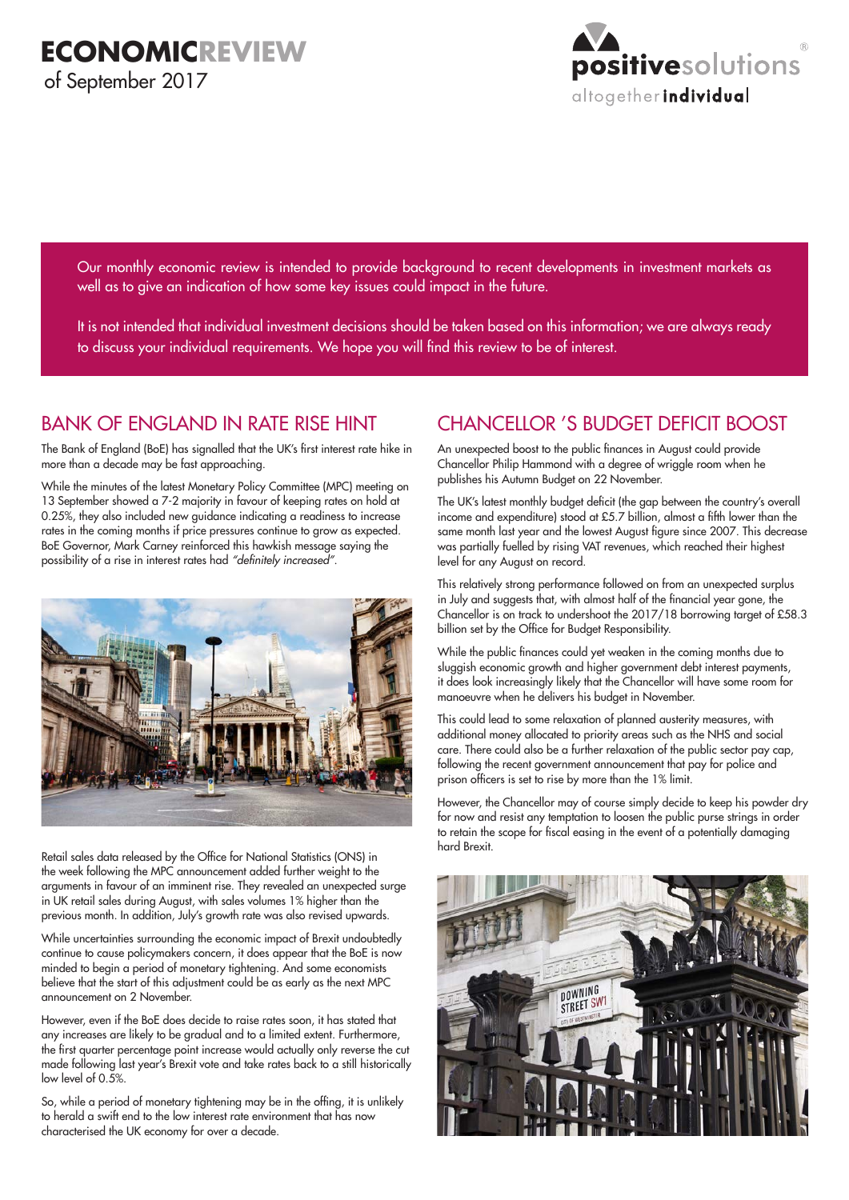# ECONOMICREVIEW

of September 2017

positivesolutions
altogether**individual**

Our monthly economic review is intended to provide background to recent developments in investment markets as well as to give an indication of how some key issues could impact in the future.

It is not intended that individual investment decisions should be taken based on this information; we are always ready to discuss your individual requirements. We hope you will find this review to be of interest.

## BANK OF ENGLAND IN RATE RISE HINT

The Bank of England (BoE) has signalled that the UK's first interest rate hike in more than a decade may be fast approaching.

While the minutes of the latest Monetary Policy Committee (MPC) meeting on 13 September showed a 7-2 majority in favour of keeping rates on hold at 0.25%, they also included new guidance indicating a readiness to increase rates in the coming months if price pressures continue to grow as expected. BoE Governor, Mark Carney reinforced this hawkish message saying the possibility of a rise in interest rates had *"definitely increased"*.

Retail sales data released by the Office for National Statistics (ONS) in the week following the MPC announcement added further weight to the arguments in favour of an imminent rise. They revealed an unexpected surge in UK retail sales during August, with sales volumes 1% higher than the previous month. In addition, July's growth rate was also revised upwards.

While uncertainties surrounding the economic impact of Brexit undoubtedly continue to cause policymakers concern, it does appear that the BoE is now minded to begin a period of monetary tightening. And some economists believe that the start of this adjustment could be as early as the next MPC announcement on 2 November.

However, even if the BoE does decide to raise rates soon, it has stated that any increases are likely to be gradual and to a limited extent. Furthermore, the first quarter percentage point increase would actually only reverse the cut made following last year's Brexit vote and take rates back to a still historically low level of 0.5%.

So, while a period of monetary tightening may be in the offing, it is unlikely to herald a swift end to the low interest rate environment that has now characterised the UK economy for over a decade.

## CHANCELLOR 'S BUDGET DEFICIT BOOST

An unexpected boost to the public finances in August could provide Chancellor Philip Hammond with a degree of wriggle room when he publishes his Autumn Budget on 22 November.

The UK's latest monthly budget deficit (the gap between the country's overall income and expenditure) stood at £5.7 billion, almost a fifth lower than the same month last year and the lowest August figure since 2007. This decrease was partially fuelled by rising VAT revenues, which reached their highest level for any August on record.

This relatively strong performance followed on from an unexpected surplus in July and suggests that, with almost half of the financial year gone, the Chancellor is on track to undershoot the 2017/18 borrowing target of £58.3 billion set by the Office for Budget Responsibility.

While the public finances could yet weaken in the coming months due to sluggish economic growth and higher government debt interest payments, it does look increasingly likely that the Chancellor will have some room for manoeuvre when he delivers his budget in November.

This could lead to some relaxation of planned austerity measures, with additional money allocated to priority areas such as the NHS and social care. There could also be a further relaxation of the public sector pay cap, following the recent government announcement that pay for police and prison officers is set to rise by more than the 1% limit.

However, the Chancellor may of course simply decide to keep his powder dry for now and resist any temptation to loosen the public purse strings in order to retain the scope for fiscal easing in the event of a potentially damaging hard Brexit.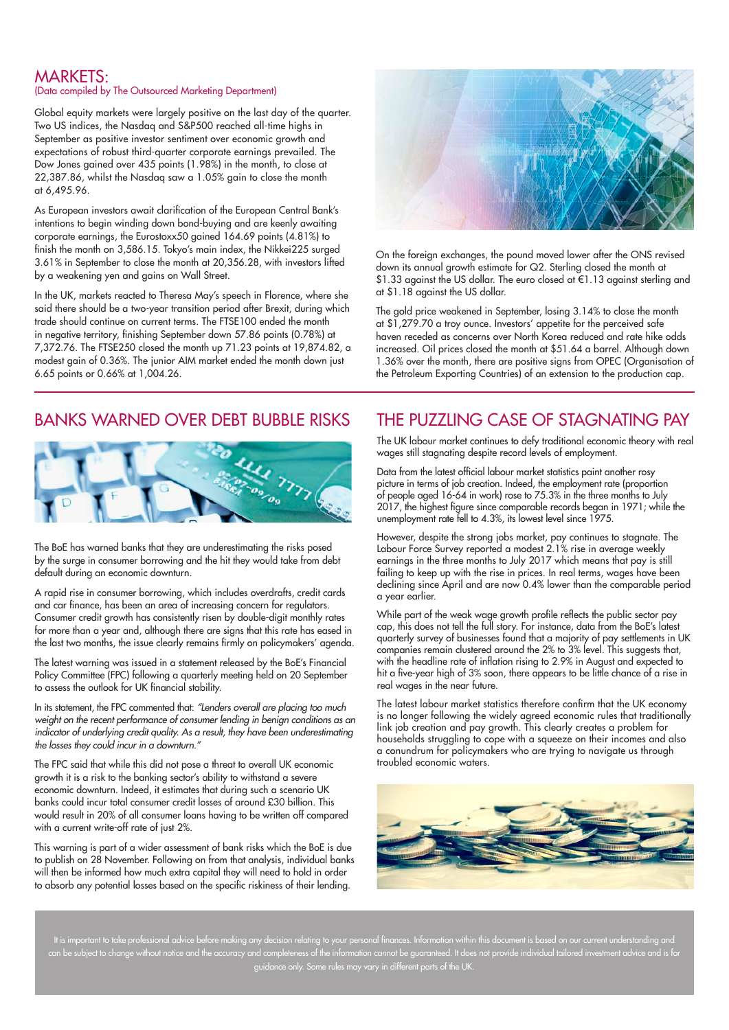## MARKETS:

(Data compiled by The Outsourced Marketing Department)

Global equity markets were largely positive on the last day of the quarter. Two US indices, the Nasdaq and S&P500 reached all-time highs in September as positive investor sentiment over economic growth and expectations of robust third-quarter corporate earnings prevailed. The Dow Jones gained over 435 points (1.98%) in the month, to close at 22,387.86, whilst the Nasdaq saw a 1.05% gain to close the month at 6,495.96.

As European investors await clarification of the European Central Bank's intentions to begin winding down bond-buying and are keenly awaiting corporate earnings, the Eurostoxx50 gained 164.69 points (4.81%) to finish the month on 3,586.15. Tokyo's main index, the Nikkei225 surged 3.61% in September to close the month at 20,356.28, with investors lifted by a weakening yen and gains on Wall Street.

In the UK, markets reacted to Theresa May's speech in Florence, where she said there should be a two-year transition period after Brexit, during which trade should continue on current terms. The FTSE100 ended the month in negative territory, finishing September down 57.86 points (0.78%) at 7,372.76. The FTSE250 closed the month up 71.23 points at 19,874.82, a modest gain of 0.36%. The junior AIM market ended the month down just 6.65 points or 0.66% at 1,004.26.

On the foreign exchanges, the pound moved lower after the ONS revised down its annual growth estimate for Q2. Sterling closed the month at $1.33 against the US dollar. The euro closed at €1.13 against sterling and at $1.18 against the US dollar.

The gold price weakened in September, losing 3.14% to close the month at $1,279.70 a troy ounce. Investors' appetite for the perceived safe haven receded as concerns over North Korea reduced and rate hike odds increased. Oil prices closed the month at $51.64 a barrel. Although down 1.36% over the month, there are positive signs from OPEC (Organisation of the Petroleum Exporting Countries) of an extension to the production cap.

## BANKS WARNED OVER DEBT BUBBLE RISKS

The BoE has warned banks that they are underestimating the risks posed by the surge in consumer borrowing and the hit they would take from debt default during an economic downturn.

A rapid rise in consumer borrowing, which includes overdrafts, credit cards and car finance, has been an area of increasing concern for regulators. Consumer credit growth has consistently risen by double-digit monthly rates for more than a year and, although there are signs that this rate has eased in the last two months, the issue clearly remains firmly on policymakers' agenda.

The latest warning was issued in a statement released by the BoE's Financial Policy Committee (FPC) following a quarterly meeting held on 20 September to assess the outlook for UK financial stability.

In its statement, the FPC commented that: *"Lenders overall are placing too much weight on the recent performance of consumer lending in benign conditions as an indicator of underlying credit quality. As a result, they have been underestimating the losses they could incur in a downturn."*

The FPC said that while this did not pose a threat to overall UK economic growth it is a risk to the banking sector's ability to withstand a severe economic downturn. Indeed, it estimates that during such a scenario UK banks could incur total consumer credit losses of around £30 billion. This would result in 20% of all consumer loans having to be written off compared with a current write-off rate of just 2%.

This warning is part of a wider assessment of bank risks which the BoE is due to publish on 28 November. Following on from that analysis, individual banks will then be informed how much extra capital they will need to hold in order to absorb any potential losses based on the specific riskiness of their lending.

## THE PUZZLING CASE OF STAGNATING PAY

The UK labour market continues to defy traditional economic theory with real wages still stagnating despite record levels of employment.

Data from the latest official labour market statistics paint another rosy picture in terms of job creation. Indeed, the employment rate (proportion of people aged 16-64 in work) rose to 75.3% in the three months to July 2017, the highest figure since comparable records began in 1971; while the unemployment rate fell to 4.3%, its lowest level since 1975.

However, despite the strong jobs market, pay continues to stagnate. The Labour Force Survey reported a modest 2.1% rise in average weekly earnings in the three months to July 2017 which means that pay is still failing to keep up with the rise in prices. In real terms, wages have been declining since April and are now 0.4% lower than the comparable period a year earlier.

While part of the weak wage growth profile reflects the public sector pay cap, this does not tell the full story. For instance, data from the BoE's latest quarterly survey of businesses found that a majority of pay settlements in UK companies remain clustered around the 2% to 3% level. This suggests that, with the headline rate of inflation rising to 2.9% in August and expected to hit a five-year high of 3% soon, there appears to be little chance of a rise in real wages in the near future.

The latest labour market statistics therefore confirm that the UK economy is no longer following the widely agreed economic rules that traditionally link job creation and pay growth. This clearly creates a problem for households struggling to cope with a squeeze on their incomes and also a conundrum for policymakers who are trying to navigate us through troubled economic waters.

It is important to take professional advice before making any decision relating to your personal finances. Information within this document is based on our current understanding and can be subject to change without notice and the accuracy and completeness of the information cannot be guaranteed. It does not provide individual tailored investment advice and is for guidance only. Some rules may vary in different parts of the UK.